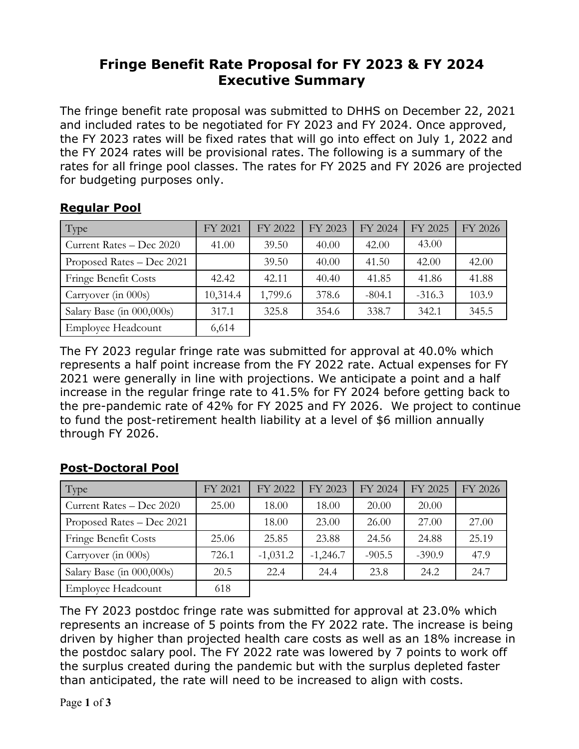# Fringe Benefit Rate Proposal for FY 2023 & FY 2024 Executive Summary

The fringe benefit rate proposal was submitted to DHHS on December 22, 2021 and included rates to be negotiated for FY 2023 and FY 2024. Once approved, the FY 2023 rates will be fixed rates that will go into effect on July 1, 2022 and the FY 2024 rates will be provisional rates. The following is a summary of the rates for all fringe pool classes. The rates for FY 2025 and FY 2026 are projected for budgeting purposes only.

## Regular Pool

| Type | FY 2021 | FY 2022 | FY 2023 | FY 2024 | FY 2025 | FY 2026 |
|---|---|---|---|---|---|---|
| Current Rates – Dec 2020 | 41.00 | 39.50 | 40.00 | 42.00 | 43.00 | |
| Proposed Rates – Dec 2021 | | 39.50 | 40.00 | 41.50 | 42.00 | 42.00 |
| Fringe Benefit Costs | 42.42 | 42.11 | 40.40 | 41.85 | 41.86 | 41.88 |
| Carryover (in 000s) | 10,314.4 | 1,799.6 | 378.6 | -804.1 | -316.3 | 103.9 |
| Salary Base (in 000,000s) | 317.1 | 325.8 | 354.6 | 338.7 | 342.1 | 345.5 |
| Employee Headcount | 6,614 | | | | | |

The FY 2023 regular fringe rate was submitted for approval at 40.0% which represents a half point increase from the FY 2022 rate. Actual expenses for FY 2021 were generally in line with projections. We anticipate a point and a half increase in the regular fringe rate to 41.5% for FY 2024 before getting back to the pre-pandemic rate of 42% for FY 2025 and FY 2026. We project to continue to fund the post-retirement health liability at a level of $6 million annually through FY 2026.

## Post-Doctoral Pool

| Type | FY 2021 | FY 2022 | FY 2023 | FY 2024 | FY 2025 | FY 2026 |
|---|---|---|---|---|---|---|
| Current Rates – Dec 2020 | 25.00 | 18.00 | 18.00 | 20.00 | 20.00 | |
| Proposed Rates – Dec 2021 | | 18.00 | 23.00 | 26.00 | 27.00 | 27.00 |
| Fringe Benefit Costs | 25.06 | 25.85 | 23.88 | 24.56 | 24.88 | 25.19 |
| Carryover (in 000s) | 726.1 | -1,031.2 | -1,246.7 | -905.5 | -390.9 | 47.9 |
| Salary Base (in 000,000s) | 20.5 | 22.4 | 24.4 | 23.8 | 24.2 | 24.7 |
| Employee Headcount | 618 | | | | | |

The FY 2023 postdoc fringe rate was submitted for approval at 23.0% which represents an increase of 5 points from the FY 2022 rate. The increase is being driven by higher than projected health care costs as well as an 18% increase in the postdoc salary pool. The FY 2022 rate was lowered by 7 points to work off the surplus created during the pandemic but with the surplus depleted faster than anticipated, the rate will need to be increased to align with costs.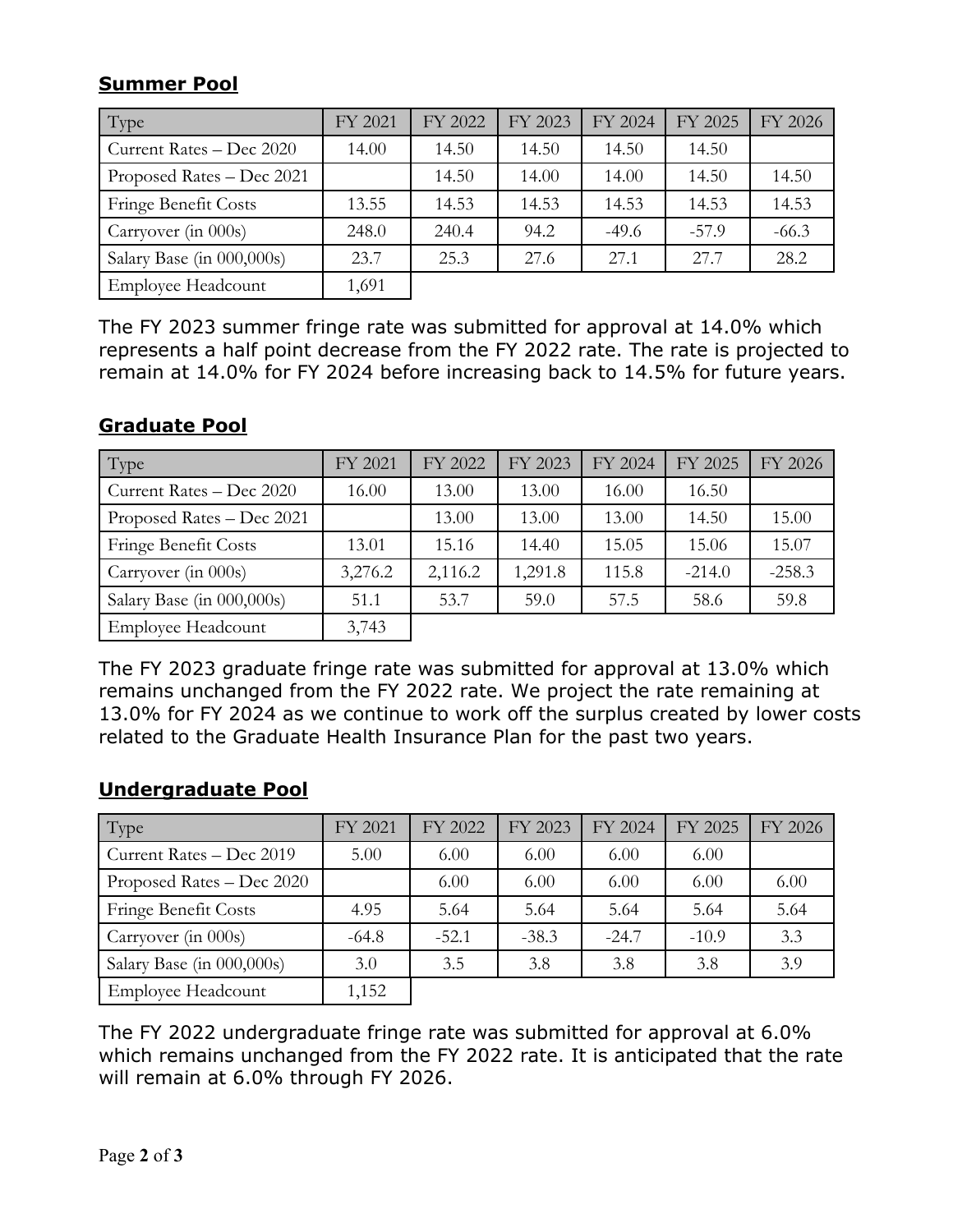## Summer Pool

| Type | FY 2021 | FY 2022 | FY 2023 | FY 2024 | FY 2025 | FY 2026 |
|---|---|---|---|---|---|---|
| Current Rates – Dec 2020 | 14.00 | 14.50 | 14.50 | 14.50 | 14.50 | |
| Proposed Rates – Dec 2021 | | 14.50 | 14.00 | 14.00 | 14.50 | 14.50 |
| Fringe Benefit Costs | 13.55 | 14.53 | 14.53 | 14.53 | 14.53 | 14.53 |
| Carryover (in 000s) | 248.0 | 240.4 | 94.2 | -49.6 | -57.9 | -66.3 |
| Salary Base (in 000,000s) | 23.7 | 25.3 | 27.6 | 27.1 | 27.7 | 28.2 |
| Employee Headcount | 1,691 | | | | | |

The FY 2023 summer fringe rate was submitted for approval at 14.0% which represents a half point decrease from the FY 2022 rate. The rate is projected to remain at 14.0% for FY 2024 before increasing back to 14.5% for future years.

## Graduate Pool

| Type | FY 2021 | FY 2022 | FY 2023 | FY 2024 | FY 2025 | FY 2026 |
|---|---|---|---|---|---|---|
| Current Rates – Dec 2020 | 16.00 | 13.00 | 13.00 | 16.00 | 16.50 | |
| Proposed Rates – Dec 2021 | | 13.00 | 13.00 | 13.00 | 14.50 | 15.00 |
| Fringe Benefit Costs | 13.01 | 15.16 | 14.40 | 15.05 | 15.06 | 15.07 |
| Carryover (in 000s) | 3,276.2 | 2,116.2 | 1,291.8 | 115.8 | -214.0 | -258.3 |
| Salary Base (in 000,000s) | 51.1 | 53.7 | 59.0 | 57.5 | 58.6 | 59.8 |
| Employee Headcount | 3,743 | | | | | |

The FY 2023 graduate fringe rate was submitted for approval at 13.0% which remains unchanged from the FY 2022 rate. We project the rate remaining at 13.0% for FY 2024 as we continue to work off the surplus created by lower costs related to the Graduate Health Insurance Plan for the past two years.

## Undergraduate Pool

| Type | FY 2021 | FY 2022 | FY 2023 | FY 2024 | FY 2025 | FY 2026 |
|---|---|---|---|---|---|---|
| Current Rates – Dec 2019 | 5.00 | 6.00 | 6.00 | 6.00 | 6.00 | |
| Proposed Rates – Dec 2020 | | 6.00 | 6.00 | 6.00 | 6.00 | 6.00 |
| Fringe Benefit Costs | 4.95 | 5.64 | 5.64 | 5.64 | 5.64 | 5.64 |
| Carryover (in 000s) | -64.8 | -52.1 | -38.3 | -24.7 | -10.9 | 3.3 |
| Salary Base (in 000,000s) | 3.0 | 3.5 | 3.8 | 3.8 | 3.8 | 3.9 |
| Employee Headcount | 1,152 | | | | | |

The FY 2022 undergraduate fringe rate was submitted for approval at 6.0% which remains unchanged from the FY 2022 rate. It is anticipated that the rate will remain at 6.0% through FY 2026.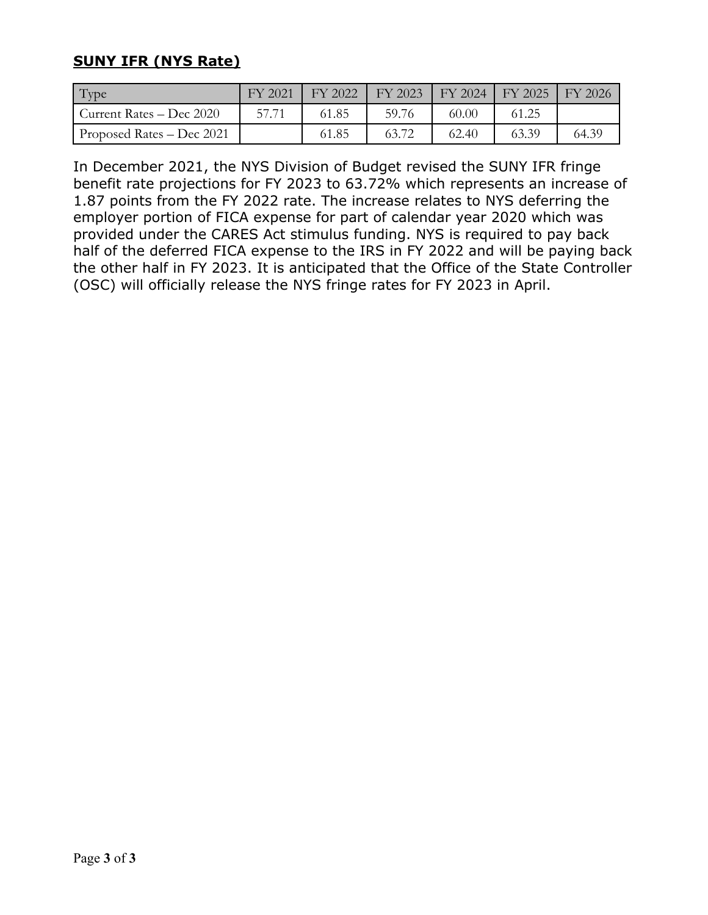**SUNY IFR (NYS Rate)**

| Type | FY 2021 | FY 2022 | FY 2023 | FY 2024 | FY 2025 | FY 2026 |
|---|---|---|---|---|---|---|
| Current Rates – Dec 2020 | 57.71 | 61.85 | 59.76 | 60.00 | 61.25 | |
| Proposed Rates – Dec 2021 | | 61.85 | 63.72 | 62.40 | 63.39 | 64.39 |

In December 2021, the NYS Division of Budget revised the SUNY IFR fringe benefit rate projections for FY 2023 to 63.72% which represents an increase of 1.87 points from the FY 2022 rate. The increase relates to NYS deferring the employer portion of FICA expense for part of calendar year 2020 which was provided under the CARES Act stimulus funding. NYS is required to pay back half of the deferred FICA expense to the IRS in FY 2022 and will be paying back the other half in FY 2023. It is anticipated that the Office of the State Controller (OSC) will officially release the NYS fringe rates for FY 2023 in April.